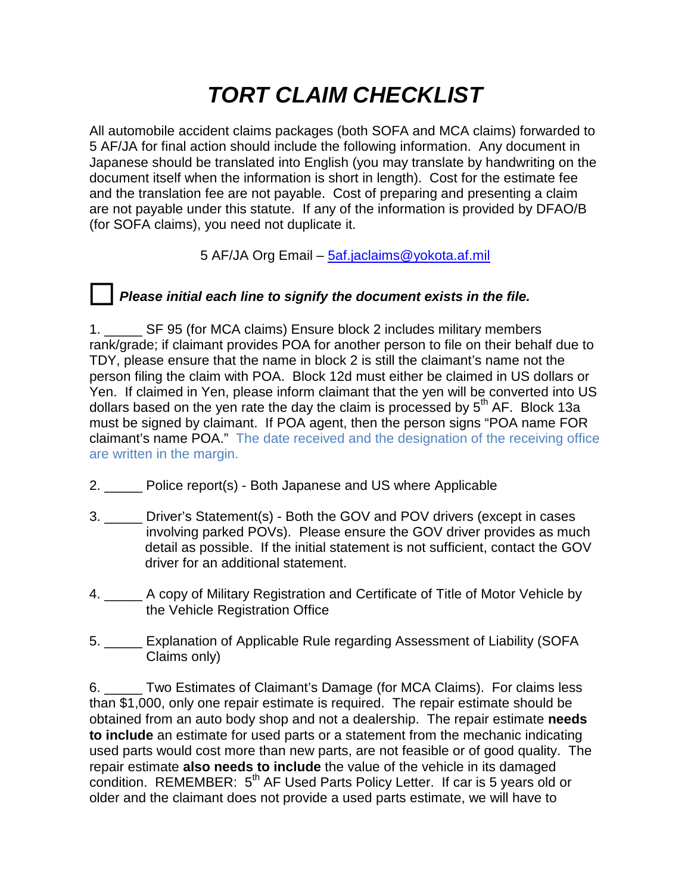# *TORT CLAIM CHECKLIST*

All automobile accident claims packages (both SOFA and MCA claims) forwarded to 5 AF/JA for final action should include the following information. Any document in Japanese should be translated into English (you may translate by handwriting on the document itself when the information is short in length). Cost for the estimate fee and the translation fee are not payable. Cost of preparing and presenting a claim are not payable under this statute. If any of the information is provided by DFAO/B (for SOFA claims), you need not duplicate it.

5 AF/JA Org Email – 5af.jaclaims@yokota.af.mil

☐ ***Please initial each line to signify the document exists in the file.***

1. _____ SF 95 (for MCA claims) Ensure block 2 includes military members rank/grade; if claimant provides POA for another person to file on their behalf due to TDY, please ensure that the name in block 2 is still the claimant's name not the person filing the claim with POA. Block 12d must either be claimed in US dollars or Yen. If claimed in Yen, please inform claimant that the yen will be converted into US dollars based on the yen rate the day the claim is processed by 5th AF. Block 13a must be signed by claimant. If POA agent, then the person signs "POA name FOR claimant's name POA." The date received and the designation of the receiving office are written in the margin.

2. _____ Police report(s) - Both Japanese and US where Applicable

3. _____ Driver's Statement(s) - Both the GOV and POV drivers (except in cases involving parked POVs). Please ensure the GOV driver provides as much detail as possible. If the initial statement is not sufficient, contact the GOV driver for an additional statement.

4. _____ A copy of Military Registration and Certificate of Title of Motor Vehicle by the Vehicle Registration Office

5. _____ Explanation of Applicable Rule regarding Assessment of Liability (SOFA Claims only)

6. _____ Two Estimates of Claimant's Damage (for MCA Claims). For claims less than $1,000, only one repair estimate is required. The repair estimate should be obtained from an auto body shop and not a dealership. The repair estimate **needs to include** an estimate for used parts or a statement from the mechanic indicating used parts would cost more than new parts, are not feasible or of good quality. The repair estimate **also needs to include** the value of the vehicle in its damaged condition. REMEMBER: 5th AF Used Parts Policy Letter. If car is 5 years old or older and the claimant does not provide a used parts estimate, we will have to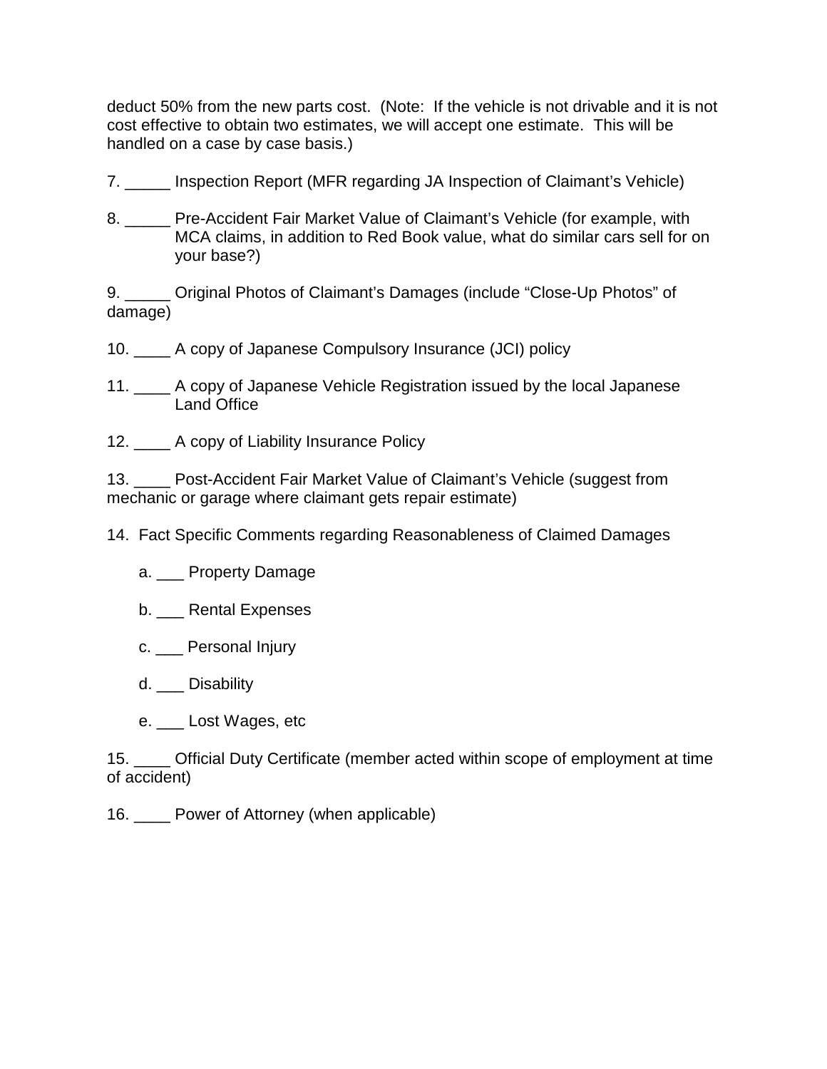deduct 50% from the new parts cost. (Note: If the vehicle is not drivable and it is not cost effective to obtain two estimates, we will accept one estimate. This will be handled on a case by case basis.)

7. _____ Inspection Report (MFR regarding JA Inspection of Claimant's Vehicle)

8. _____ Pre-Accident Fair Market Value of Claimant's Vehicle (for example, with MCA claims, in addition to Red Book value, what do similar cars sell for on your base?)

9. _____ Original Photos of Claimant's Damages (include "Close-Up Photos" of damage)

10. ____ A copy of Japanese Compulsory Insurance (JCI) policy

11. ____ A copy of Japanese Vehicle Registration issued by the local Japanese Land Office

12. ____ A copy of Liability Insurance Policy

13. ____ Post-Accident Fair Market Value of Claimant's Vehicle (suggest from mechanic or garage where claimant gets repair estimate)

14. Fact Specific Comments regarding Reasonableness of Claimed Damages

    a. ___ Property Damage

    b. ___ Rental Expenses

    c. ___ Personal Injury

    d. ___ Disability

    e. ___ Lost Wages, etc

15. ____ Official Duty Certificate (member acted within scope of employment at time of accident)

16. ____ Power of Attorney (when applicable)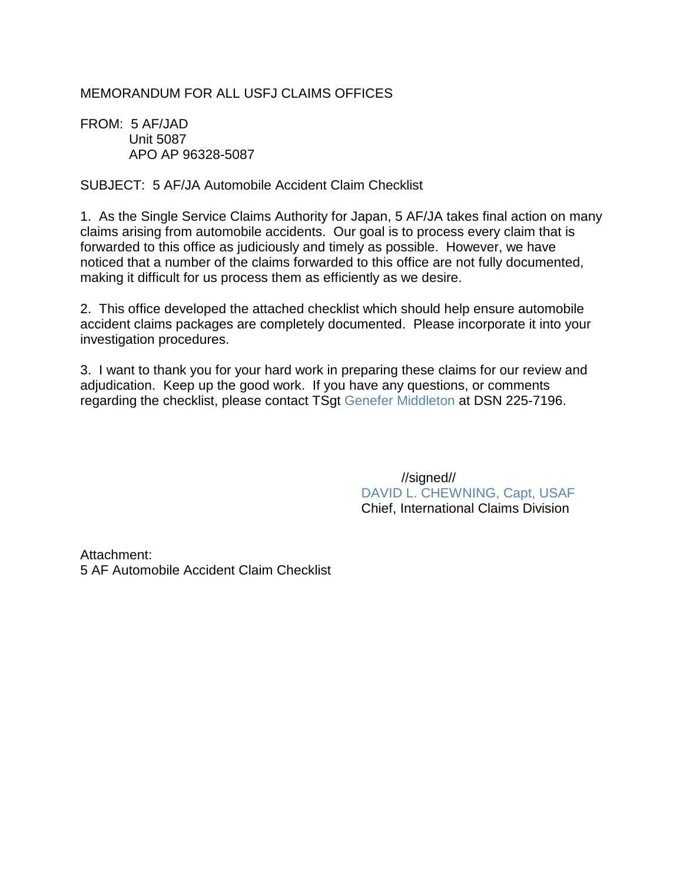MEMORANDUM FOR ALL USFJ CLAIMS OFFICES

FROM: 5 AF/JAD
Unit 5087
APO AP 96328-5087

SUBJECT: 5 AF/JA Automobile Accident Claim Checklist

1. As the Single Service Claims Authority for Japan, 5 AF/JA takes final action on many claims arising from automobile accidents. Our goal is to process every claim that is forwarded to this office as judiciously and timely as possible. However, we have noticed that a number of the claims forwarded to this office are not fully documented, making it difficult for us process them as efficiently as we desire.

2. This office developed the attached checklist which should help ensure automobile accident claims packages are completely documented. Please incorporate it into your investigation procedures.

3. I want to thank you for your hard work in preparing these claims for our review and adjudication. Keep up the good work. If you have any questions, or comments regarding the checklist, please contact TSgt Genefer Middleton at DSN 225-7196.

//signed//
DAVID L. CHEWNING, Capt, USAF
Chief, International Claims Division

Attachment:
5 AF Automobile Accident Claim Checklist